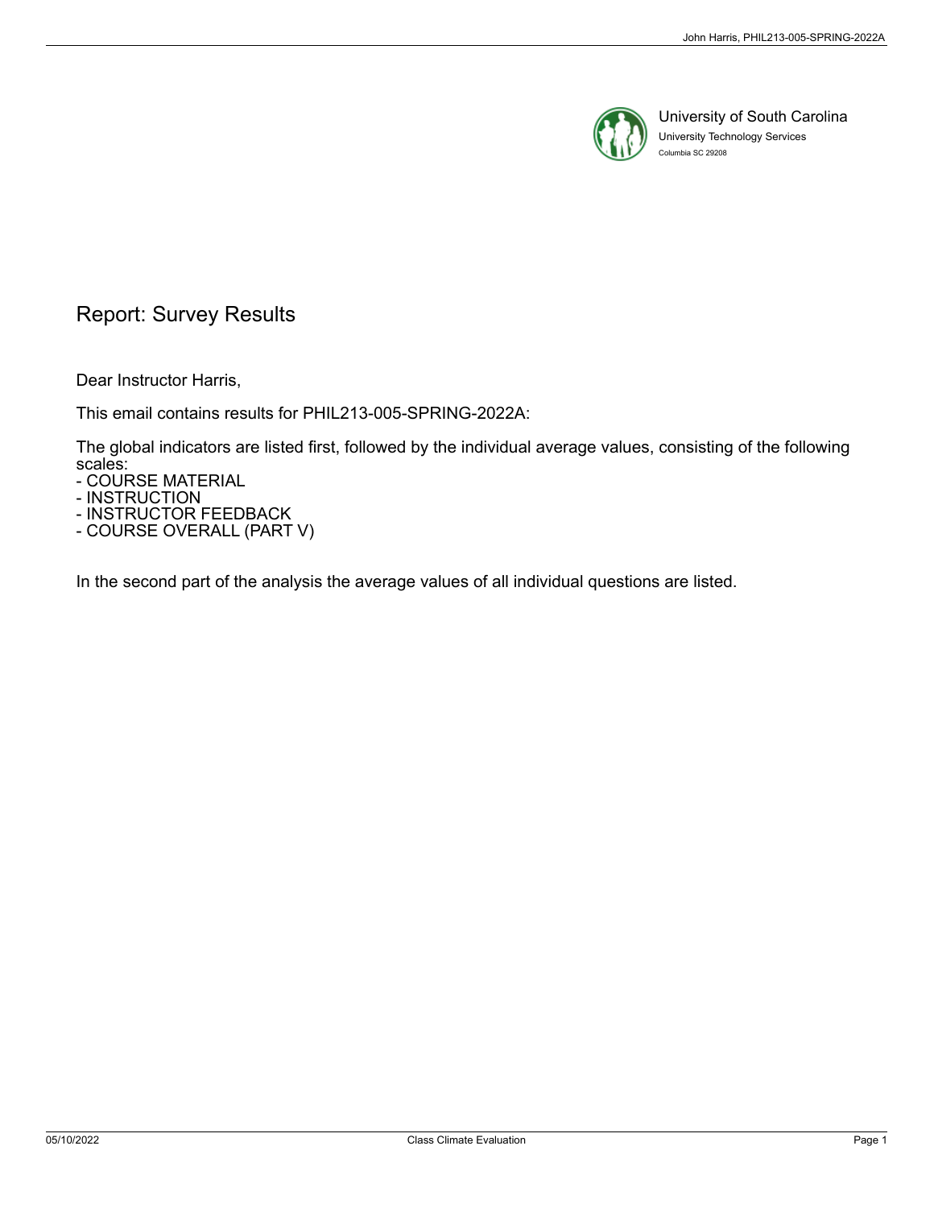University of South Carolina
University Technology Services
Columbia SC 29208

# Report: Survey Results

Dear Instructor Harris,

This email contains results for PHIL213-005-SPRING-2022A:

The global indicators are listed first, followed by the individual average values, consisting of the following scales:
- COURSE MATERIAL
- INSTRUCTION
- INSTRUCTOR FEEDBACK
- COURSE OVERALL (PART V)

In the second part of the analysis the average values of all individual questions are listed.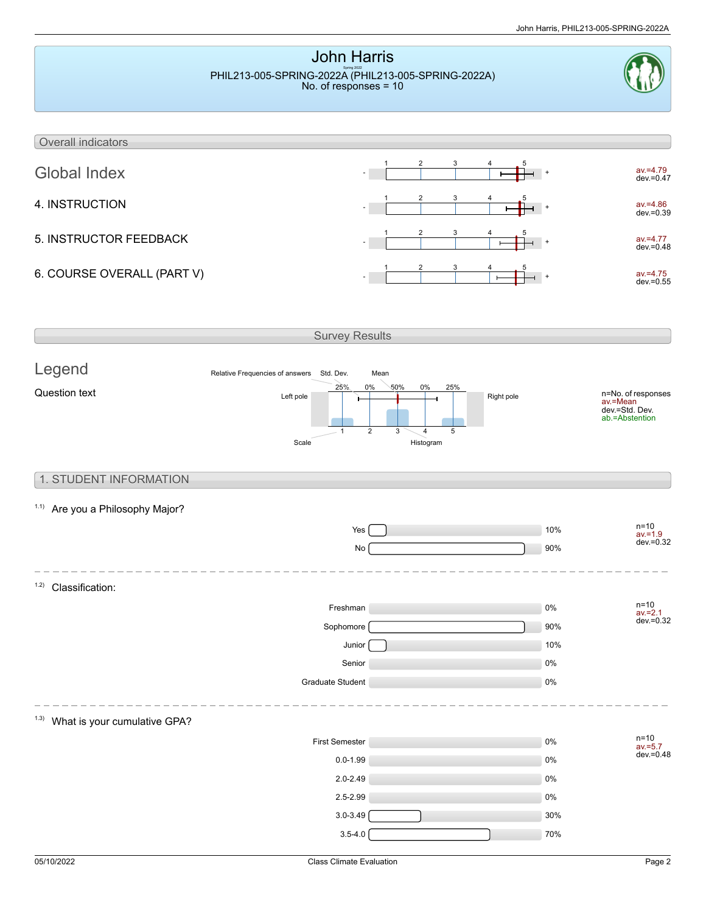# John Harris

PHIL213-005-SPRING-2022A (PHIL213-005-SPRING-2022A)
No. of responses = 10

## Overall indicators

| Indicator | Scale | Values |
|---|---|---|
| Global Index | - 1 2 3 4 5 + | av.=4.79 dev.=0.47 |
| 4. INSTRUCTION | - 1 2 3 4 5 + | av.=4.86 dev.=0.39 |
| 5. INSTRUCTOR FEEDBACK | - 1 2 3 4 5 + | av.=4.77 dev.=0.48 |
| 6. COURSE OVERALL (PART V) | - 1 2 3 4 5 + | av.=4.75 dev.=0.55 |

## Survey Results

### Legend

Question text

Relative Frequencies of answers, Std. Dev., Mean

Left pole — 25% 0% 50% 0% 25% — Right pole

Scale 1 2 3 4 5, Histogram

n=No. of responses
av.=Mean
dev.=Std. Dev.
ab.=Abstention

## 1. STUDENT INFORMATION

1.1) Are you a Philosophy Major?

| Answer | % |
|---|---|
| Yes | 10% |
| No | 90% |

n=10
av.=1.9
dev.=0.32

1.2) Classification:

| Answer | % |
|---|---|
| Freshman | 0% |
| Sophomore | 90% |
| Junior | 10% |
| Senior | 0% |
| Graduate Student | 0% |

n=10
av.=2.1
dev.=0.32

1.3) What is your cumulative GPA?

| Answer | % |
|---|---|
| First Semester | 0% |
| 0.0-1.99 | 0% |
| 2.0-2.49 | 0% |
| 2.5-2.99 | 0% |
| 3.0-3.49 | 30% |
| 3.5-4.0 | 70% |

n=10
av.=5.7
dev.=0.48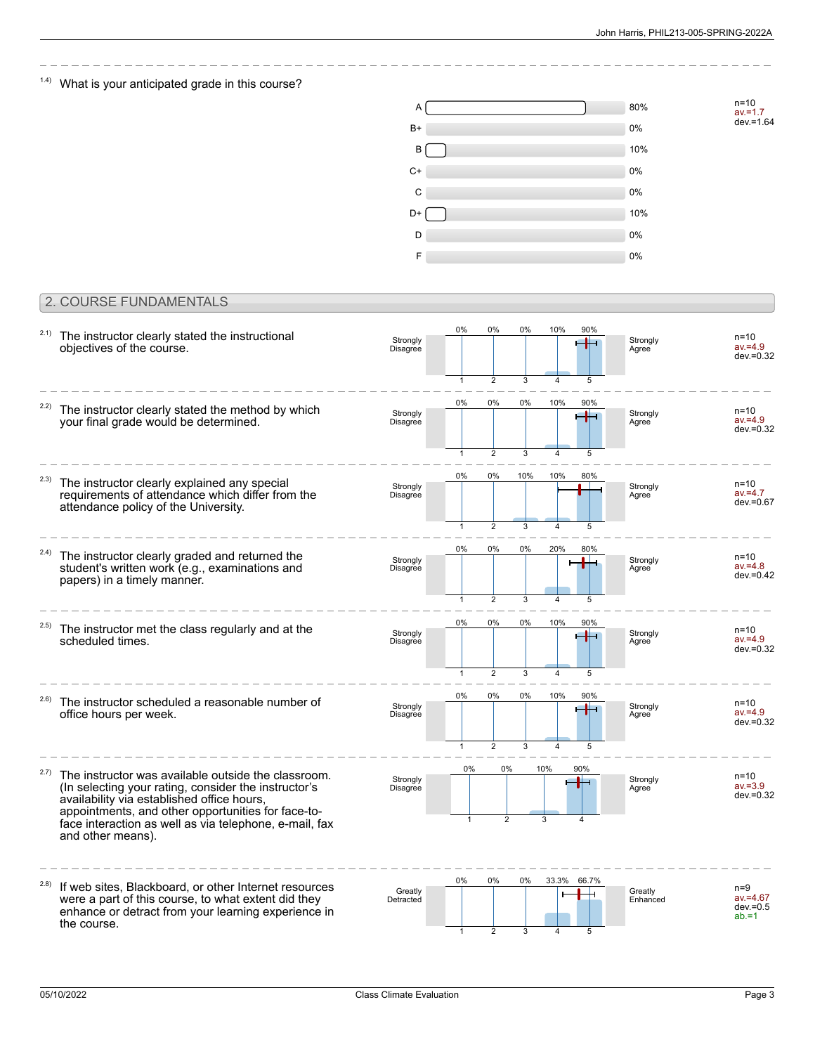1.4) What is your anticipated grade in this course?

| Grade | Percentage |
|---|---|
| A | 80% |
| B+ | 0% |
| B | 10% |
| C+ | 0% |
| C | 0% |
| D+ | 10% |
| D | 0% |
| F | 0% |

n=10
av.=1.7
dev.=1.64

## 2. COURSE FUNDAMENTALS

2.1) The instructor clearly stated the instructional objectives of the course.

| Strongly Disagree 1 | 2 | 3 | 4 | 5 Strongly Agree |
|---|---|---|---|---|
| 0% | 0% | 0% | 10% | 90% |

n=10
av.=4.9
dev.=0.32

2.2) The instructor clearly stated the method by which your final grade would be determined.

| Strongly Disagree 1 | 2 | 3 | 4 | 5 Strongly Agree |
|---|---|---|---|---|
| 0% | 0% | 0% | 10% | 90% |

n=10
av.=4.9
dev.=0.32

2.3) The instructor clearly explained any special requirements of attendance which differ from the attendance policy of the University.

| Strongly Disagree 1 | 2 | 3 | 4 | 5 Strongly Agree |
|---|---|---|---|---|
| 0% | 0% | 10% | 10% | 80% |

n=10
av.=4.7
dev.=0.67

2.4) The instructor clearly graded and returned the student's written work (e.g., examinations and papers) in a timely manner.

| Strongly Disagree 1 | 2 | 3 | 4 | 5 Strongly Agree |
|---|---|---|---|---|
| 0% | 0% | 0% | 20% | 80% |

n=10
av.=4.8
dev.=0.42

2.5) The instructor met the class regularly and at the scheduled times.

| Strongly Disagree 1 | 2 | 3 | 4 | 5 Strongly Agree |
|---|---|---|---|---|
| 0% | 0% | 0% | 10% | 90% |

n=10
av.=4.9
dev.=0.32

2.6) The instructor scheduled a reasonable number of office hours per week.

| Strongly Disagree 1 | 2 | 3 | 4 | 5 Strongly Agree |
|---|---|---|---|---|
| 0% | 0% | 0% | 10% | 90% |

n=10
av.=4.9
dev.=0.32

2.7) The instructor was available outside the classroom. (In selecting your rating, consider the instructor's availability via established office hours, appointments, and other opportunities for face-to-face interaction as well as via telephone, e-mail, fax and other means).

| Strongly Disagree 1 | 2 | 3 | 4 Strongly Agree |
|---|---|---|---|
| 0% | 0% | 10% | 90% |

n=10
av.=3.9
dev.=0.32

2.8) If web sites, Blackboard, or other Internet resources were a part of this course, to what extent did they enhance or detract from your learning experience in the course.

| Greatly Detracted 1 | 2 | 3 | 4 | 5 Greatly Enhanced |
|---|---|---|---|---|
| 0% | 0% | 0% | 33.3% | 66.7% |

n=9
av.=4.67
dev.=0.5
ab.=1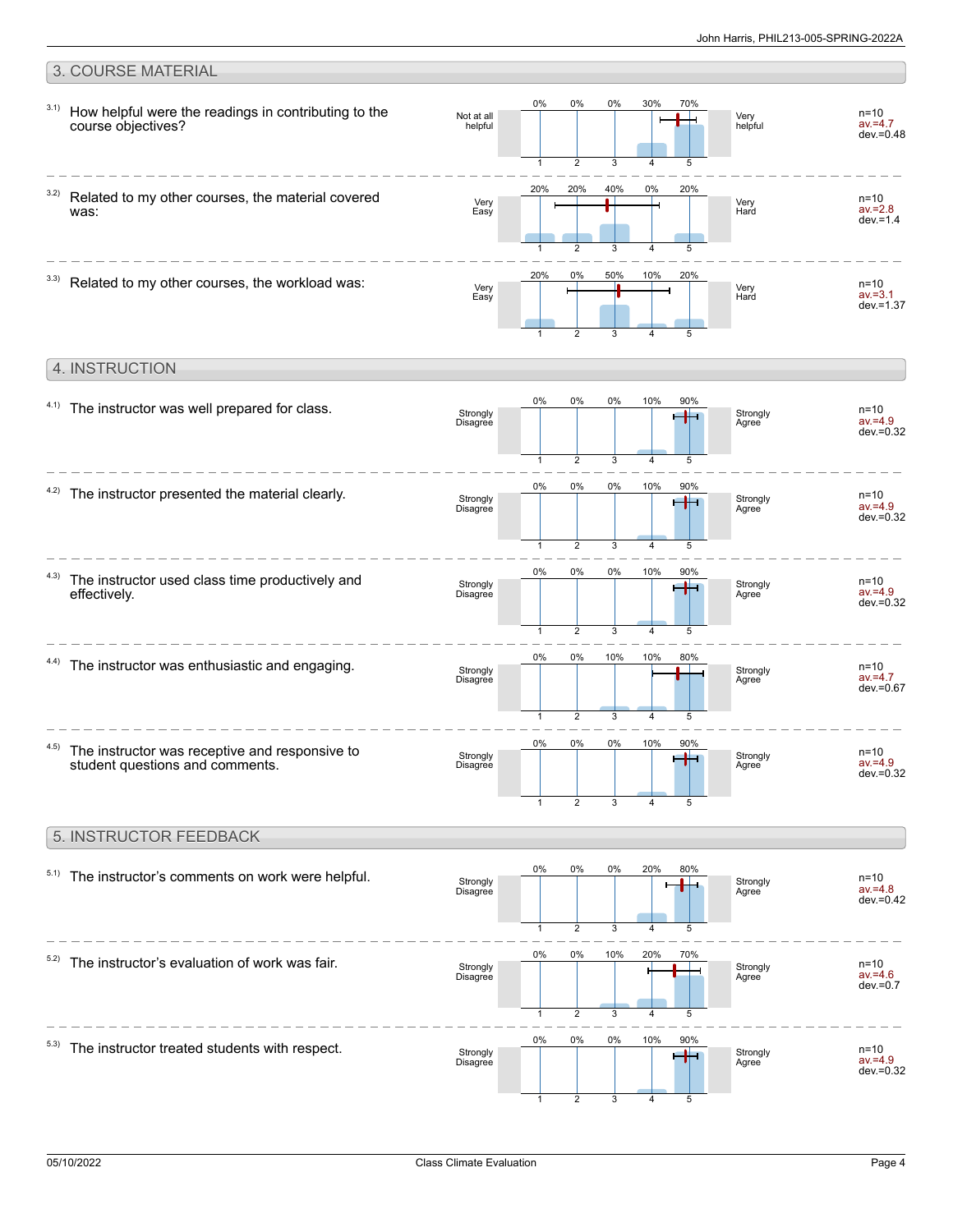## 3. COURSE MATERIAL

| # | Question | Left label | 1 | 2 | 3 | 4 | 5 | Right label | n | av. | dev. |
|---|---|---|---|---|---|---|---|---|---|---|---|
| 3.1) | How helpful were the readings in contributing to the course objectives? | Not at all helpful | 0% | 0% | 0% | 30% | 70% | Very helpful | 10 | 4.7 | 0.48 |
| 3.2) | Related to my other courses, the material covered was: | Very Easy | 20% | 20% | 40% | 0% | 20% | Very Hard | 10 | 2.8 | 1.4 |
| 3.3) | Related to my other courses, the workload was: | Very Easy | 20% | 0% | 50% | 10% | 20% | Very Hard | 10 | 3.1 | 1.37 |

## 4. INSTRUCTION

| # | Question | Left label | 1 | 2 | 3 | 4 | 5 | Right label | n | av. | dev. |
|---|---|---|---|---|---|---|---|---|---|---|---|
| 4.1) | The instructor was well prepared for class. | Strongly Disagree | 0% | 0% | 0% | 10% | 90% | Strongly Agree | 10 | 4.9 | 0.32 |
| 4.2) | The instructor presented the material clearly. | Strongly Disagree | 0% | 0% | 0% | 10% | 90% | Strongly Agree | 10 | 4.9 | 0.32 |
| 4.3) | The instructor used class time productively and effectively. | Strongly Disagree | 0% | 0% | 0% | 10% | 90% | Strongly Agree | 10 | 4.9 | 0.32 |
| 4.4) | The instructor was enthusiastic and engaging. | Strongly Disagree | 0% | 0% | 10% | 10% | 80% | Strongly Agree | 10 | 4.7 | 0.67 |
| 4.5) | The instructor was receptive and responsive to student questions and comments. | Strongly Disagree | 0% | 0% | 0% | 10% | 90% | Strongly Agree | 10 | 4.9 | 0.32 |

## 5. INSTRUCTOR FEEDBACK

| # | Question | Left label | 1 | 2 | 3 | 4 | 5 | Right label | n | av. | dev. |
|---|---|---|---|---|---|---|---|---|---|---|---|
| 5.1) | The instructor's comments on work were helpful. | Strongly Disagree | 0% | 0% | 0% | 20% | 80% | Strongly Agree | 10 | 4.8 | 0.42 |
| 5.2) | The instructor's evaluation of work was fair. | Strongly Disagree | 0% | 0% | 10% | 20% | 70% | Strongly Agree | 10 | 4.6 | 0.7 |
| 5.3) | The instructor treated students with respect. | Strongly Disagree | 0% | 0% | 0% | 10% | 90% | Strongly Agree | 10 | 4.9 | 0.32 |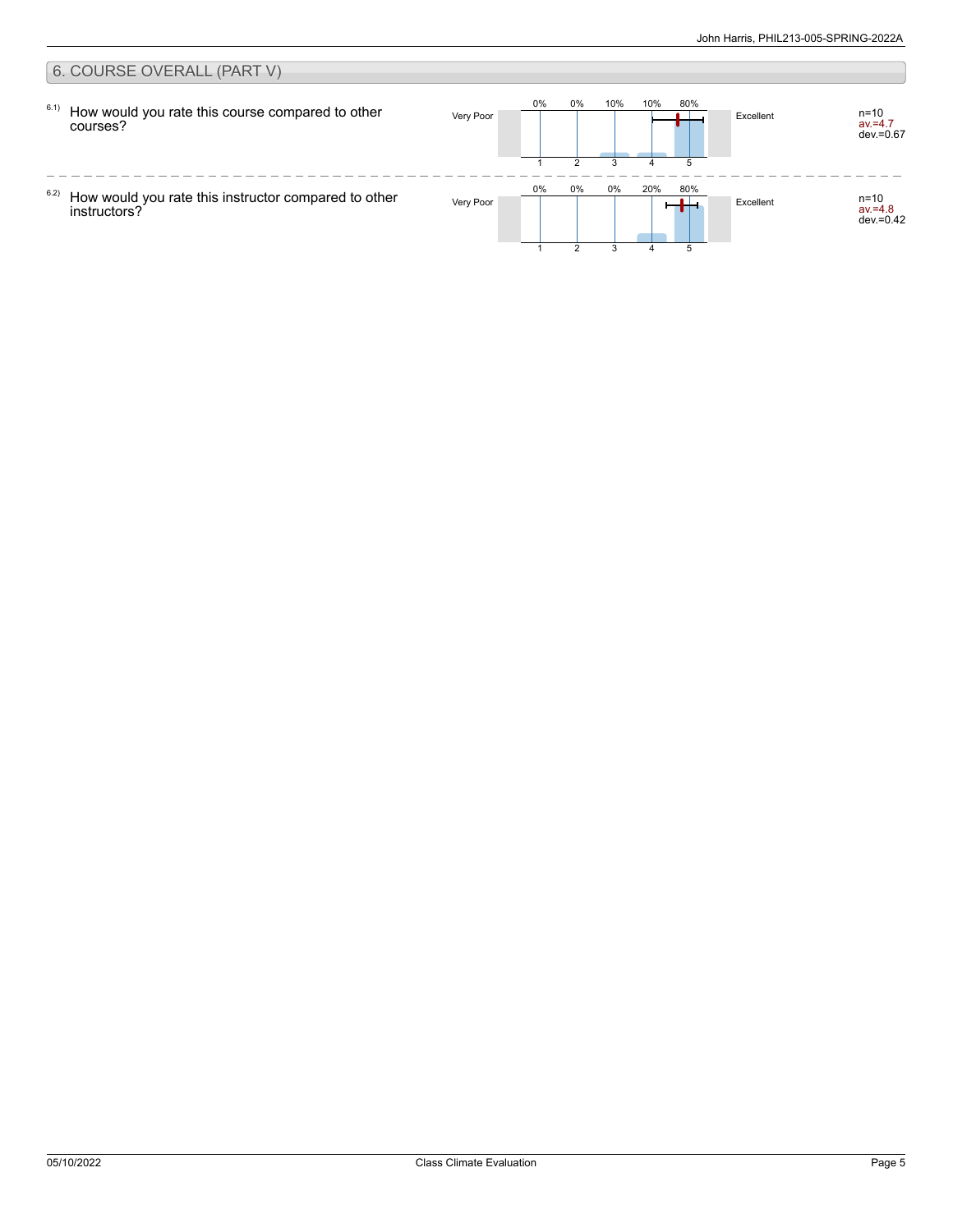## 6. COURSE OVERALL (PART V)

6.1) How would you rate this course compared to other courses?

| Very Poor | 1 | 2 | 3 | 4 | 5 | Excellent | |
|---|---|---|---|---|---|---|---|
| | 0% | 0% | 10% | 10% | 80% | | n=10<br>av.=4.7<br>dev.=0.67 |

6.2) How would you rate this instructor compared to other instructors?

| Very Poor | 1 | 2 | 3 | 4 | 5 | Excellent | |
|---|---|---|---|---|---|---|---|
| | 0% | 0% | 0% | 20% | 80% | | n=10<br>av.=4.8<br>dev.=0.42 |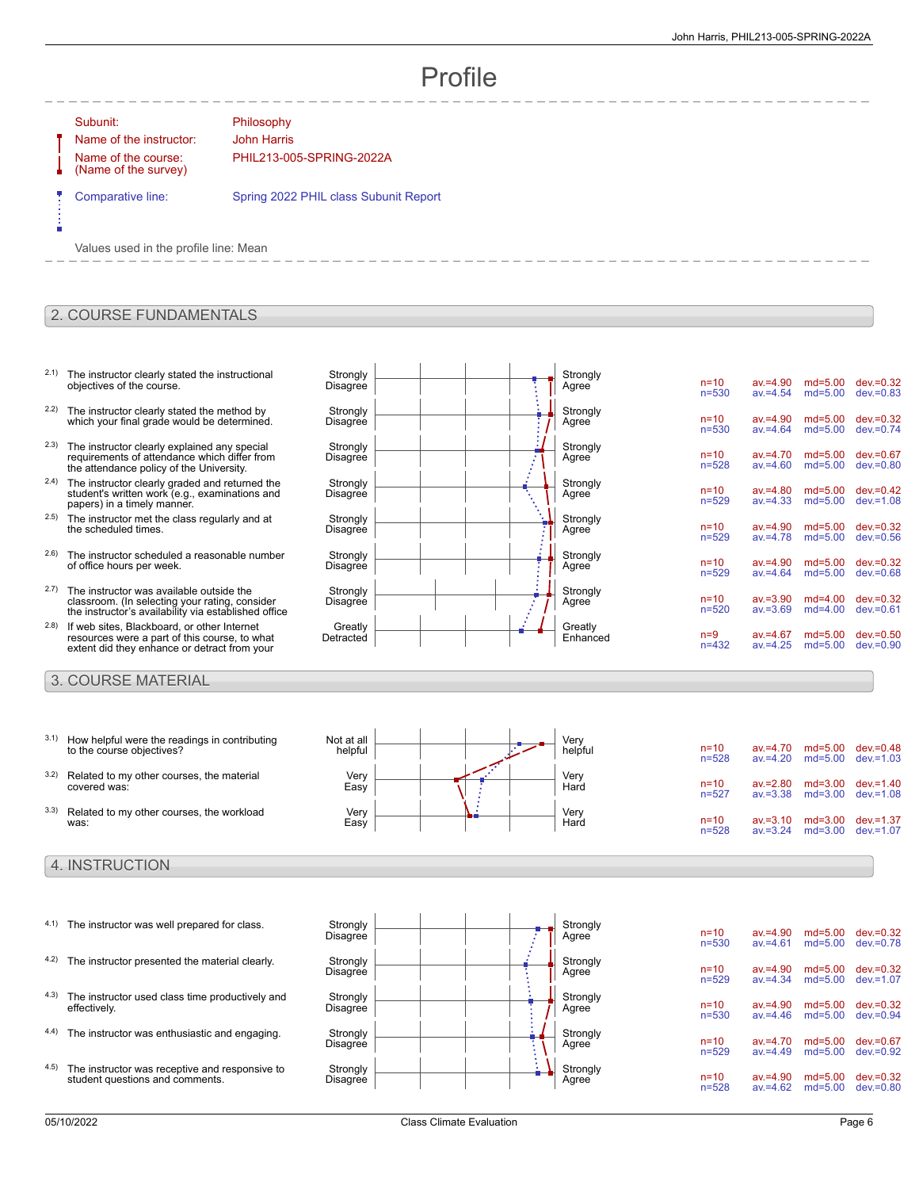# Profile

| | |
|---|---|
| Subunit: | Philosophy |
| Name of the instructor: | John Harris |
| Name of the course: (Name of the survey) | PHIL213-005-SPRING-2022A |
| Comparative line: | Spring 2022 PHIL class Subunit Report |

Values used in the profile line: Mean

## 2. COURSE FUNDAMENTALS

| | Question | Left pole | Right pole | n | av. | md | dev. |
|---|---|---|---|---|---|---|---|
| 2.1) | The instructor clearly stated the instructional objectives of the course. | Strongly Disagree | Strongly Agree | n=10<br>n=530 | av.=4.90<br>av.=4.54 | md=5.00<br>md=5.00 | dev.=0.32<br>dev.=0.83 |
| 2.2) | The instructor clearly stated the method by which your final grade would be determined. | Strongly Disagree | Strongly Agree | n=10<br>n=530 | av.=4.90<br>av.=4.64 | md=5.00<br>md=5.00 | dev.=0.32<br>dev.=0.74 |
| 2.3) | The instructor clearly explained any special requirements of attendance which differ from the attendance policy of the University. | Strongly Disagree | Strongly Agree | n=10<br>n=528 | av.=4.70<br>av.=4.60 | md=5.00<br>md=5.00 | dev.=0.67<br>dev.=0.80 |
| 2.4) | The instructor clearly graded and returned the student's written work (e.g., examinations and papers) in a timely manner. | Strongly Disagree | Strongly Agree | n=10<br>n=529 | av.=4.80<br>av.=4.33 | md=5.00<br>md=5.00 | dev.=0.42<br>dev.=1.08 |
| 2.5) | The instructor met the class regularly and at the scheduled times. | Strongly Disagree | Strongly Agree | n=10<br>n=529 | av.=4.90<br>av.=4.78 | md=5.00<br>md=5.00 | dev.=0.32<br>dev.=0.56 |
| 2.6) | The instructor scheduled a reasonable number of office hours per week. | Strongly Disagree | Strongly Agree | n=10<br>n=529 | av.=4.90<br>av.=4.64 | md=5.00<br>md=5.00 | dev.=0.32<br>dev.=0.68 |
| 2.7) | The instructor was available outside the classroom. (In selecting your rating, consider the instructor's availability via established office | Strongly Disagree | Strongly Agree | n=10<br>n=520 | av.=3.90<br>av.=3.69 | md=4.00<br>md=4.00 | dev.=0.32<br>dev.=0.61 |
| 2.8) | If web sites, Blackboard, or other Internet resources were a part of this course, to what extent did they enhance or detract from your | Greatly Detracted | Greatly Enhanced | n=9<br>n=432 | av.=4.67<br>av.=4.25 | md=5.00<br>md=5.00 | dev.=0.50<br>dev.=0.90 |

## 3. COURSE MATERIAL

| | Question | Left pole | Right pole | n | av. | md | dev. |
|---|---|---|---|---|---|---|---|
| 3.1) | How helpful were the readings in contributing to the course objectives? | Not at all helpful | Very helpful | n=10<br>n=528 | av.=4.70<br>av.=4.20 | md=5.00<br>md=5.00 | dev.=0.48<br>dev.=1.03 |
| 3.2) | Related to my other courses, the material covered was: | Very Easy | Very Hard | n=10<br>n=527 | av.=2.80<br>av.=3.38 | md=3.00<br>md=3.00 | dev.=1.40<br>dev.=1.08 |
| 3.3) | Related to my other courses, the workload was: | Very Easy | Very Hard | n=10<br>n=528 | av.=3.10<br>av.=3.24 | md=3.00<br>md=3.00 | dev.=1.37<br>dev.=1.07 |

## 4. INSTRUCTION

| | Question | Left pole | Right pole | n | av. | md | dev. |
|---|---|---|---|---|---|---|---|
| 4.1) | The instructor was well prepared for class. | Strongly Disagree | Strongly Agree | n=10<br>n=530 | av.=4.90<br>av.=4.61 | md=5.00<br>md=5.00 | dev.=0.32<br>dev.=0.78 |
| 4.2) | The instructor presented the material clearly. | Strongly Disagree | Strongly Agree | n=10<br>n=529 | av.=4.90<br>av.=4.34 | md=5.00<br>md=5.00 | dev.=0.32<br>dev.=1.07 |
| 4.3) | The instructor used class time productively and effectively. | Strongly Disagree | Strongly Agree | n=10<br>n=530 | av.=4.90<br>av.=4.46 | md=5.00<br>md=5.00 | dev.=0.32<br>dev.=0.94 |
| 4.4) | The instructor was enthusiastic and engaging. | Strongly Disagree | Strongly Agree | n=10<br>n=529 | av.=4.70<br>av.=4.49 | md=5.00<br>md=5.00 | dev.=0.67<br>dev.=0.92 |
| 4.5) | The instructor was receptive and responsive to student questions and comments. | Strongly Disagree | Strongly Agree | n=10<br>n=528 | av.=4.90<br>av.=4.62 | md=5.00<br>md=5.00 | dev.=0.32<br>dev.=0.80 |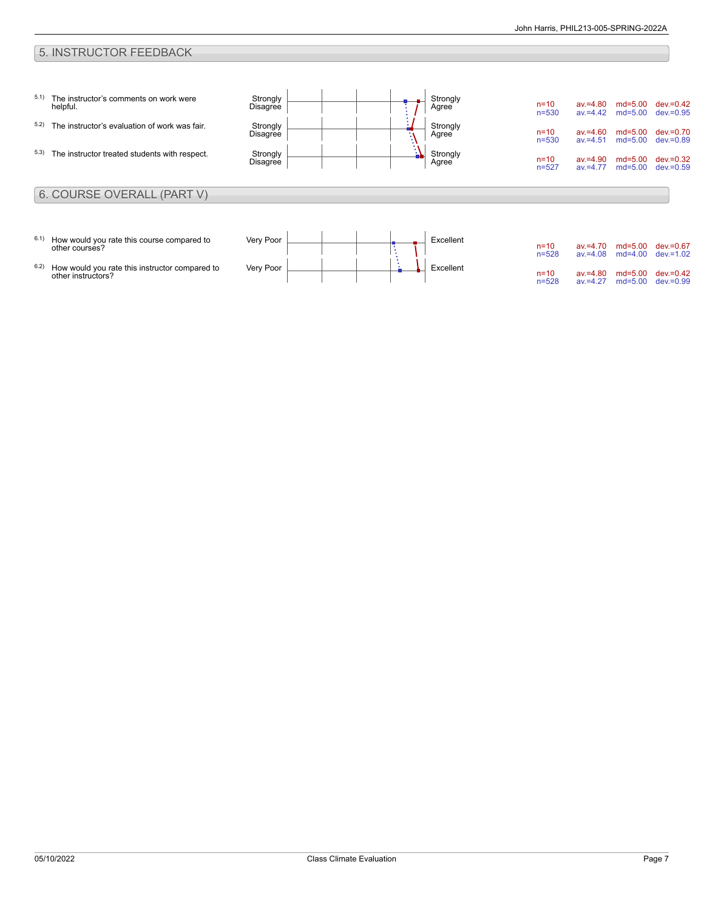## 5. INSTRUCTOR FEEDBACK

| # | Question | Scale (left) | Scale (right) | n | av. | md | dev. |
|---|---|---|---|---|---|---|---|
| 5.1) | The instructor's comments on work were helpful. | Strongly Disagree | Strongly Agree | n=10 | av.=4.80 | md=5.00 | dev.=0.42 |
| | | | | n=530 | av.=4.42 | md=5.00 | dev.=0.95 |
| 5.2) | The instructor's evaluation of work was fair. | Strongly Disagree | Strongly Agree | n=10 | av.=4.60 | md=5.00 | dev.=0.70 |
| | | | | n=530 | av.=4.51 | md=5.00 | dev.=0.89 |
| 5.3) | The instructor treated students with respect. | Strongly Disagree | Strongly Agree | n=10 | av.=4.90 | md=5.00 | dev.=0.32 |
| | | | | n=527 | av.=4.77 | md=5.00 | dev.=0.59 |

## 6. COURSE OVERALL (PART V)

| # | Question | Scale (left) | Scale (right) | n | av. | md | dev. |
|---|---|---|---|---|---|---|---|
| 6.1) | How would you rate this course compared to other courses? | Very Poor | Excellent | n=10 | av.=4.70 | md=5.00 | dev.=0.67 |
| | | | | n=528 | av.=4.08 | md=4.00 | dev.=1.02 |
| 6.2) | How would you rate this instructor compared to other instructors? | Very Poor | Excellent | n=10 | av.=4.80 | md=5.00 | dev.=0.42 |
| | | | | n=528 | av.=4.27 | md=5.00 | dev.=0.99 |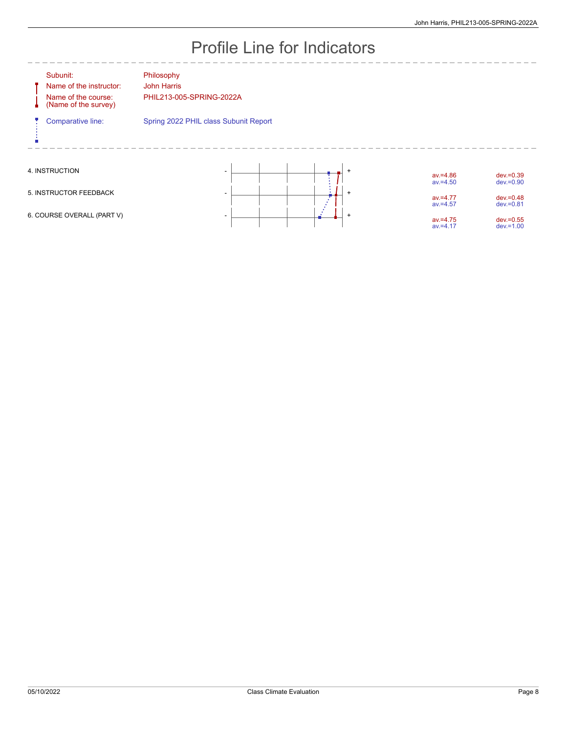# Profile Line for Indicators

| | |
|---|---|
| Subunit: | Philosophy |
| Name of the instructor: | John Harris |
| Name of the course: (Name of the survey) | PHIL213-005-SPRING-2022A |
| Comparative line: | Spring 2022 PHIL class Subunit Report |

| Indicator | Course av. | Course dev. | Comparative av. | Comparative dev. |
|---|---|---|---|---|
| 4. INSTRUCTION | av.=4.86 | dev.=0.39 | av.=4.50 | dev.=0.90 |
| 5. INSTRUCTOR FEEDBACK | av.=4.77 | dev.=0.48 | av.=4.57 | dev.=0.81 |
| 6. COURSE OVERALL (PART V) | av.=4.75 | dev.=0.55 | av.=4.17 | dev.=1.00 |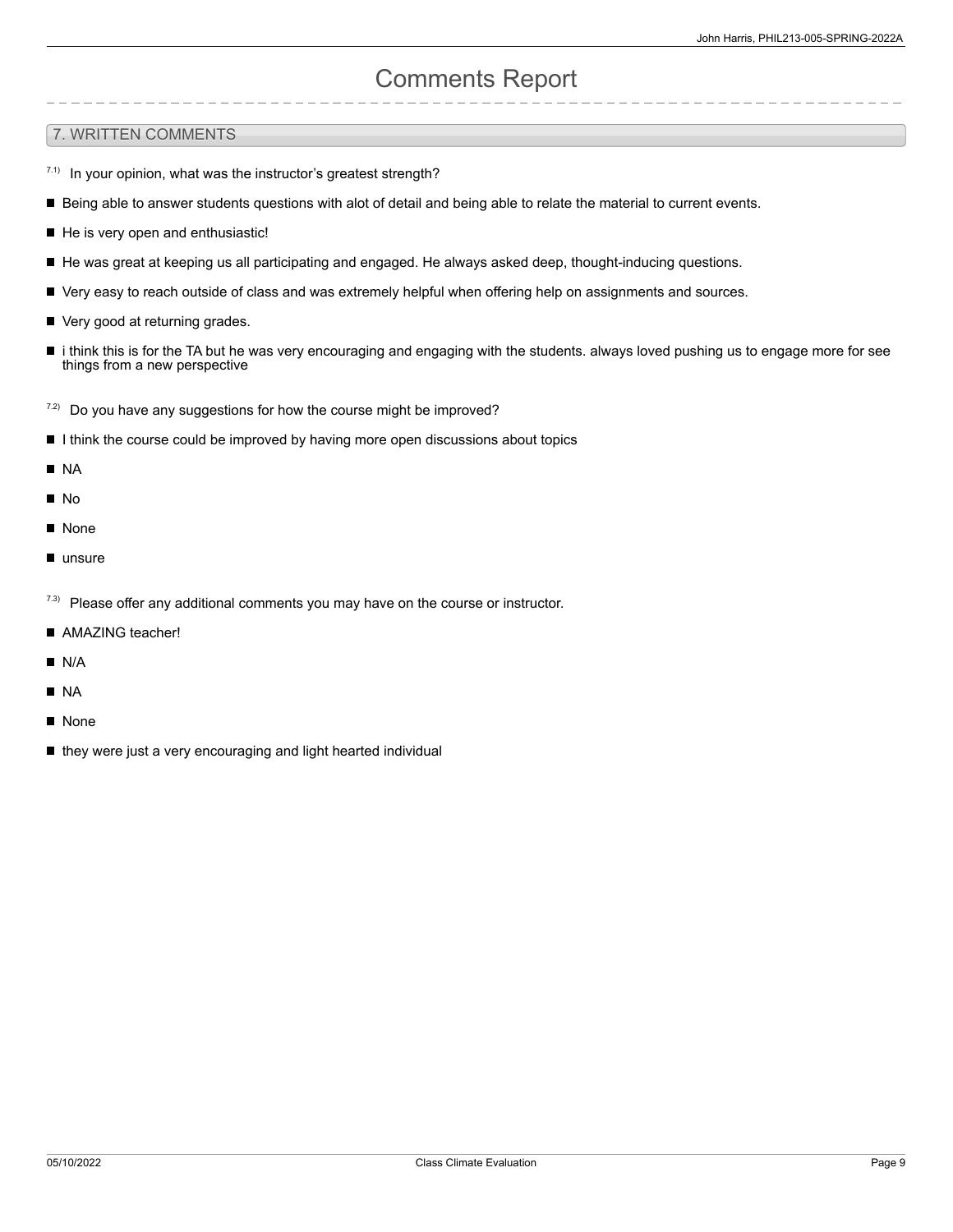# Comments Report

## 7. WRITTEN COMMENTS

7.1) In your opinion, what was the instructor's greatest strength?

- Being able to answer students questions with alot of detail and being able to relate the material to current events.
- He is very open and enthusiastic!
- He was great at keeping us all participating and engaged. He always asked deep, thought-inducing questions.
- Very easy to reach outside of class and was extremely helpful when offering help on assignments and sources.
- Very good at returning grades.
- i think this is for the TA but he was very encouraging and engaging with the students. always loved pushing us to engage more for see things from a new perspective

7.2) Do you have any suggestions for how the course might be improved?

- I think the course could be improved by having more open discussions about topics
- NA
- No
- None
- unsure

7.3) Please offer any additional comments you may have on the course or instructor.

- AMAZING teacher!
- N/A
- NA
- None
- they were just a very encouraging and light hearted individual